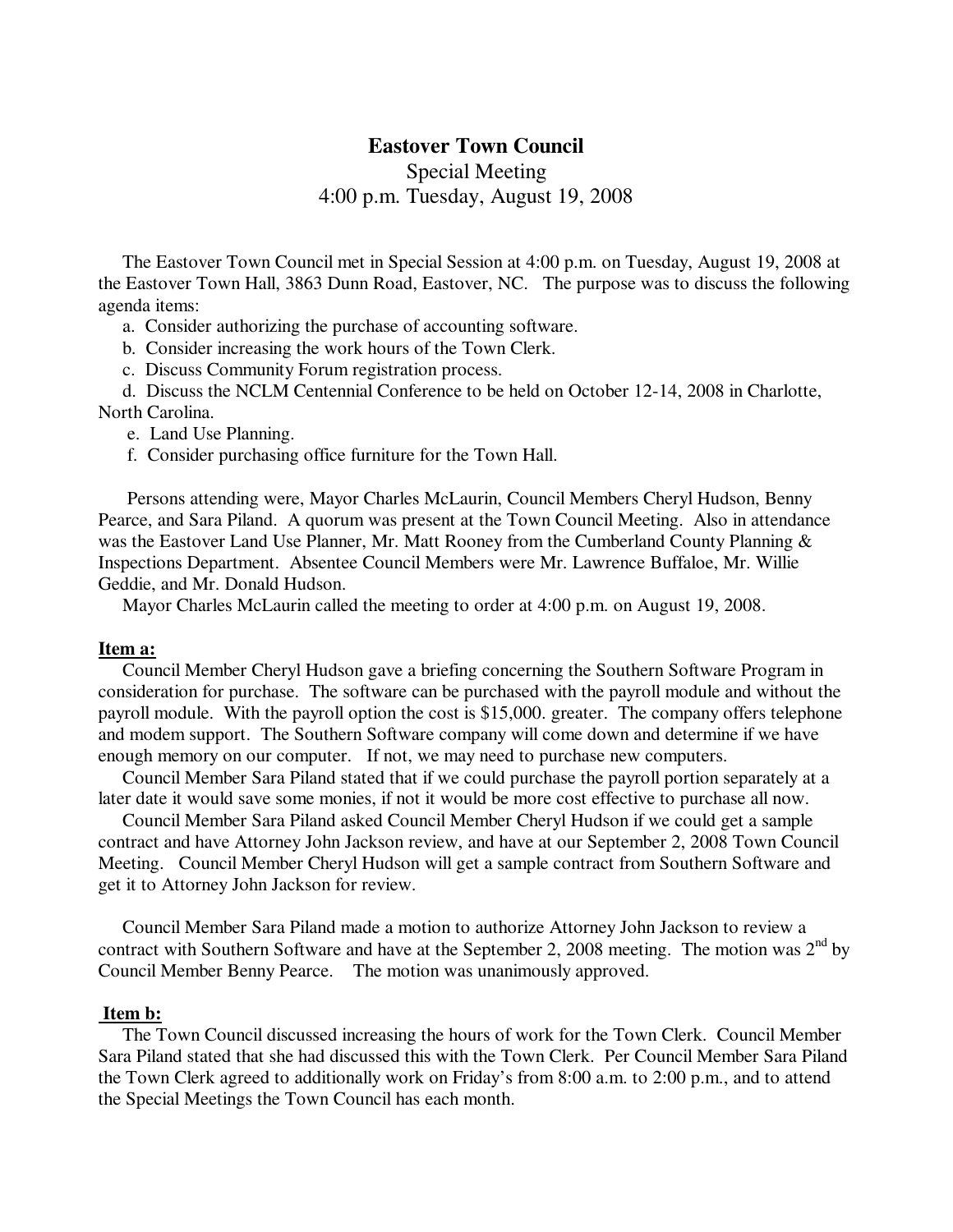# Eastover Town Council

Special Meeting

4:00 p.m. Tuesday, August 19, 2008

The Eastover Town Council met in Special Session at 4:00 p.m. on Tuesday, August 19, 2008 at the Eastover Town Hall, 3863 Dunn Road, Eastover, NC. The purpose was to discuss the following agenda items:

a. Consider authorizing the purchase of accounting software.

b. Consider increasing the work hours of the Town Clerk.

c. Discuss Community Forum registration process.

d. Discuss the NCLM Centennial Conference to be held on October 12-14, 2008 in Charlotte, North Carolina.

e. Land Use Planning.

f. Consider purchasing office furniture for the Town Hall.

Persons attending were, Mayor Charles McLaurin, Council Members Cheryl Hudson, Benny Pearce, and Sara Piland. A quorum was present at the Town Council Meeting. Also in attendance was the Eastover Land Use Planner, Mr. Matt Rooney from the Cumberland County Planning & Inspections Department. Absentee Council Members were Mr. Lawrence Buffaloe, Mr. Willie Geddie, and Mr. Donald Hudson.

Mayor Charles McLaurin called the meeting to order at 4:00 p.m. on August 19, 2008.

**Item a:**

Council Member Cheryl Hudson gave a briefing concerning the Southern Software Program in consideration for purchase. The software can be purchased with the payroll module and without the payroll module. With the payroll option the cost is $15,000. greater. The company offers telephone and modem support. The Southern Software company will come down and determine if we have enough memory on our computer. If not, we may need to purchase new computers.

Council Member Sara Piland stated that if we could purchase the payroll portion separately at a later date it would save some monies, if not it would be more cost effective to purchase all now.

Council Member Sara Piland asked Council Member Cheryl Hudson if we could get a sample contract and have Attorney John Jackson review, and have at our September 2, 2008 Town Council Meeting. Council Member Cheryl Hudson will get a sample contract from Southern Software and get it to Attorney John Jackson for review.

Council Member Sara Piland made a motion to authorize Attorney John Jackson to review a contract with Southern Software and have at the September 2, 2008 meeting. The motion was 2nd by Council Member Benny Pearce. The motion was unanimously approved.

**Item b:**

The Town Council discussed increasing the hours of work for the Town Clerk. Council Member Sara Piland stated that she had discussed this with the Town Clerk. Per Council Member Sara Piland the Town Clerk agreed to additionally work on Friday's from 8:00 a.m. to 2:00 p.m., and to attend the Special Meetings the Town Council has each month.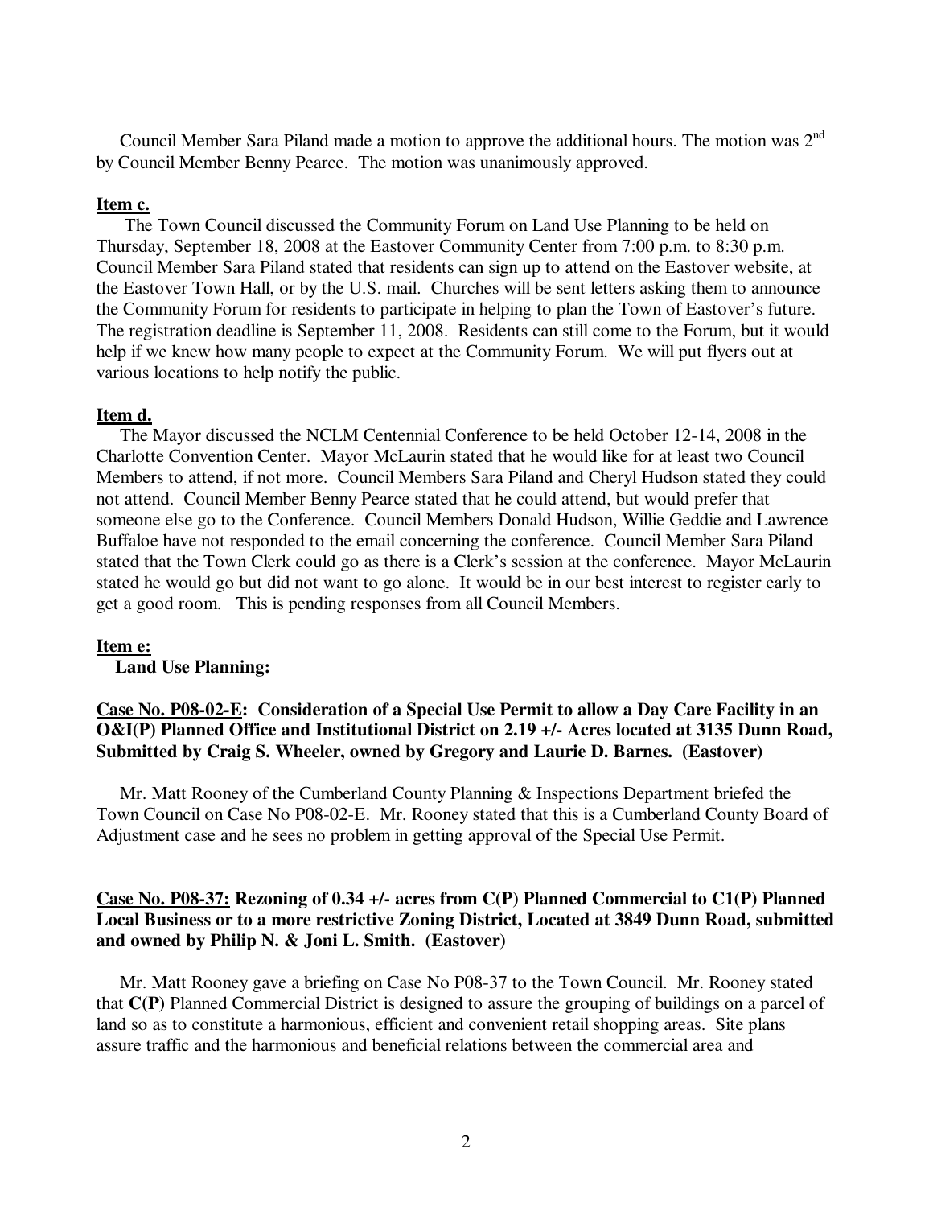Council Member Sara Piland made a motion to approve the additional hours. The motion was 2nd by Council Member Benny Pearce. The motion was unanimously approved.

**Item c.**

The Town Council discussed the Community Forum on Land Use Planning to be held on Thursday, September 18, 2008 at the Eastover Community Center from 7:00 p.m. to 8:30 p.m. Council Member Sara Piland stated that residents can sign up to attend on the Eastover website, at the Eastover Town Hall, or by the U.S. mail. Churches will be sent letters asking them to announce the Community Forum for residents to participate in helping to plan the Town of Eastover's future. The registration deadline is September 11, 2008. Residents can still come to the Forum, but it would help if we knew how many people to expect at the Community Forum. We will put flyers out at various locations to help notify the public.

**Item d.**

The Mayor discussed the NCLM Centennial Conference to be held October 12-14, 2008 in the Charlotte Convention Center. Mayor McLaurin stated that he would like for at least two Council Members to attend, if not more. Council Members Sara Piland and Cheryl Hudson stated they could not attend. Council Member Benny Pearce stated that he could attend, but would prefer that someone else go to the Conference. Council Members Donald Hudson, Willie Geddie and Lawrence Buffaloe have not responded to the email concerning the conference. Council Member Sara Piland stated that the Town Clerk could go as there is a Clerk's session at the conference. Mayor McLaurin stated he would go but did not want to go alone. It would be in our best interest to register early to get a good room. This is pending responses from all Council Members.

**Item e:**

**Land Use Planning:**

**Case No. P08-02-E: Consideration of a Special Use Permit to allow a Day Care Facility in an O&I(P) Planned Office and Institutional District on 2.19 +/- Acres located at 3135 Dunn Road, Submitted by Craig S. Wheeler, owned by Gregory and Laurie D. Barnes. (Eastover)**

Mr. Matt Rooney of the Cumberland County Planning & Inspections Department briefed the Town Council on Case No P08-02-E. Mr. Rooney stated that this is a Cumberland County Board of Adjustment case and he sees no problem in getting approval of the Special Use Permit.

**Case No. P08-37: Rezoning of 0.34 +/- acres from C(P) Planned Commercial to C1(P) Planned Local Business or to a more restrictive Zoning District, Located at 3849 Dunn Road, submitted and owned by Philip N. & Joni L. Smith. (Eastover)**

Mr. Matt Rooney gave a briefing on Case No P08-37 to the Town Council. Mr. Rooney stated that **C(P)** Planned Commercial District is designed to assure the grouping of buildings on a parcel of land so as to constitute a harmonious, efficient and convenient retail shopping areas. Site plans assure traffic and the harmonious and beneficial relations between the commercial area and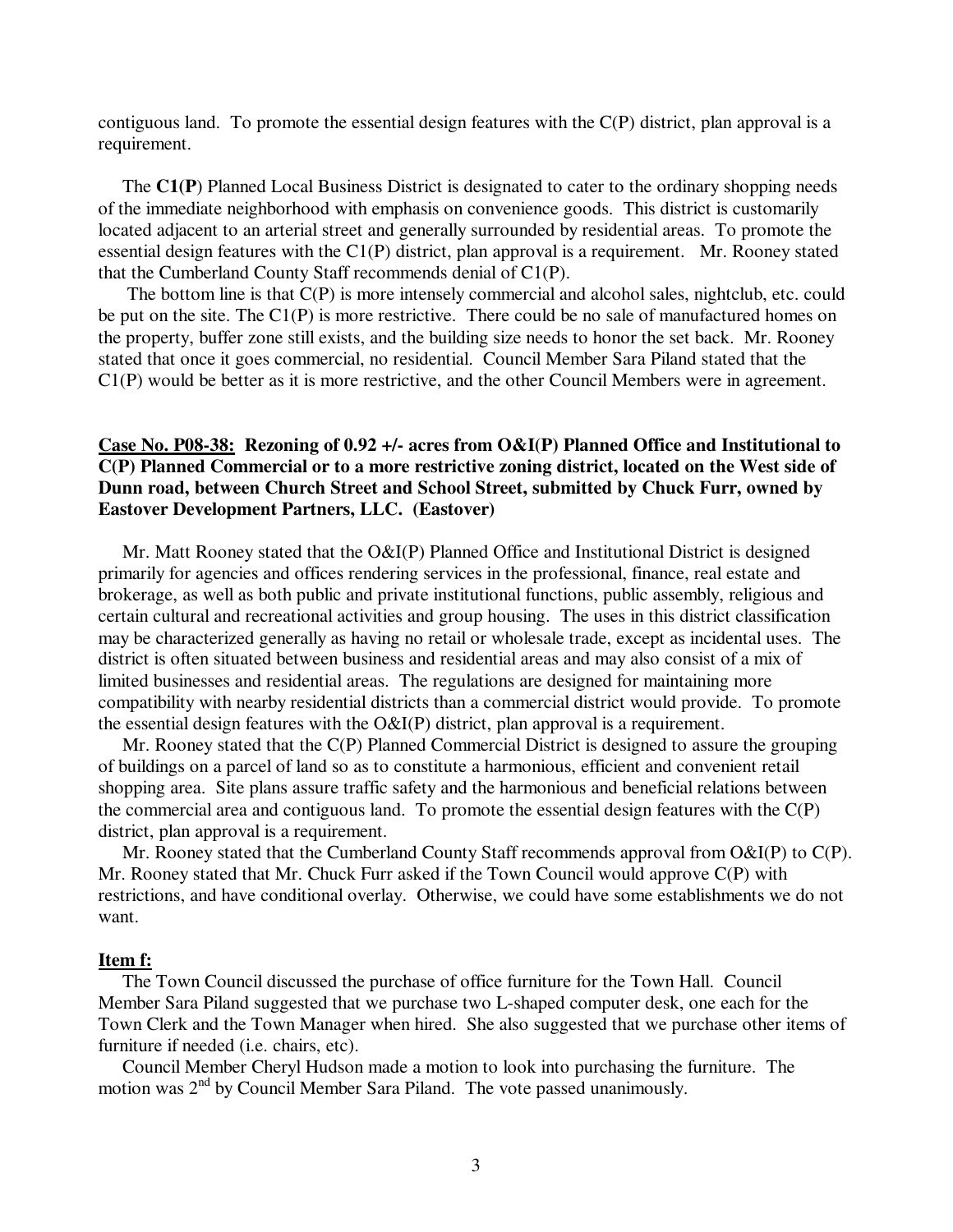contiguous land. To promote the essential design features with the C(P) district, plan approval is a requirement.

The **C1(P)** Planned Local Business District is designated to cater to the ordinary shopping needs of the immediate neighborhood with emphasis on convenience goods. This district is customarily located adjacent to an arterial street and generally surrounded by residential areas. To promote the essential design features with the C1(P) district, plan approval is a requirement. Mr. Rooney stated that the Cumberland County Staff recommends denial of C1(P).

The bottom line is that C(P) is more intensely commercial and alcohol sales, nightclub, etc. could be put on the site. The C1(P) is more restrictive. There could be no sale of manufactured homes on the property, buffer zone still exists, and the building size needs to honor the set back. Mr. Rooney stated that once it goes commercial, no residential. Council Member Sara Piland stated that the C1(P) would be better as it is more restrictive, and the other Council Members were in agreement.

**<u>Case No. P08-38:</u> Rezoning of 0.92 +/- acres from O&I(P) Planned Office and Institutional to C(P) Planned Commercial or to a more restrictive zoning district, located on the West side of Dunn road, between Church Street and School Street, submitted by Chuck Furr, owned by Eastover Development Partners, LLC. (Eastover)**

Mr. Matt Rooney stated that the O&I(P) Planned Office and Institutional District is designed primarily for agencies and offices rendering services in the professional, finance, real estate and brokerage, as well as both public and private institutional functions, public assembly, religious and certain cultural and recreational activities and group housing. The uses in this district classification may be characterized generally as having no retail or wholesale trade, except as incidental uses. The district is often situated between business and residential areas and may also consist of a mix of limited businesses and residential areas. The regulations are designed for maintaining more compatibility with nearby residential districts than a commercial district would provide. To promote the essential design features with the O&I(P) district, plan approval is a requirement.

Mr. Rooney stated that the C(P) Planned Commercial District is designed to assure the grouping of buildings on a parcel of land so as to constitute a harmonious, efficient and convenient retail shopping area. Site plans assure traffic safety and the harmonious and beneficial relations between the commercial area and contiguous land. To promote the essential design features with the C(P) district, plan approval is a requirement.

Mr. Rooney stated that the Cumberland County Staff recommends approval from O&I(P) to C(P). Mr. Rooney stated that Mr. Chuck Furr asked if the Town Council would approve C(P) with restrictions, and have conditional overlay. Otherwise, we could have some establishments we do not want.

**<u>Item f:</u>**

The Town Council discussed the purchase of office furniture for the Town Hall. Council Member Sara Piland suggested that we purchase two L-shaped computer desk, one each for the Town Clerk and the Town Manager when hired. She also suggested that we purchase other items of furniture if needed (i.e. chairs, etc).

Council Member Cheryl Hudson made a motion to look into purchasing the furniture. The motion was 2nd by Council Member Sara Piland. The vote passed unanimously.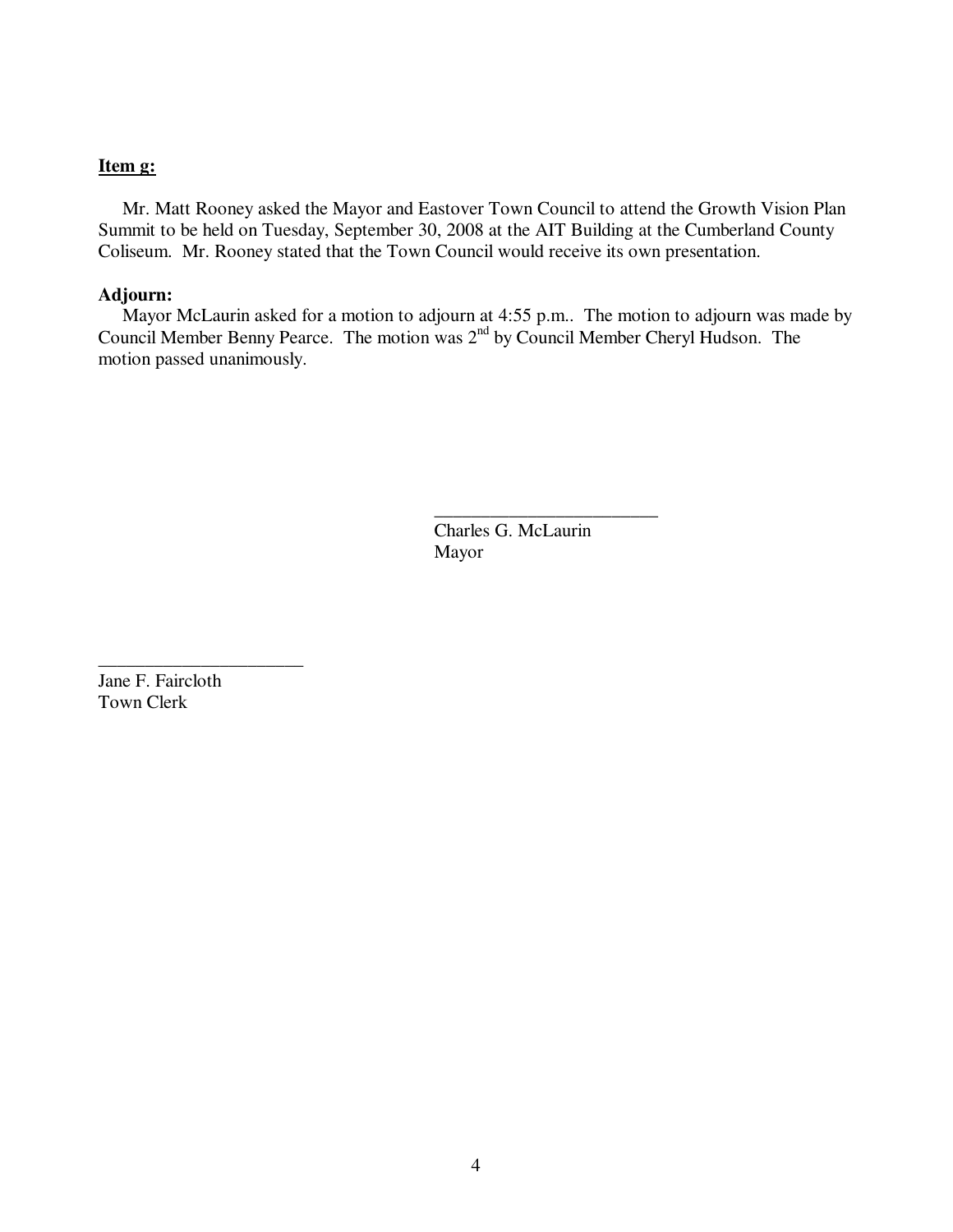**Item g:**

Mr. Matt Rooney asked the Mayor and Eastover Town Council to attend the Growth Vision Plan Summit to be held on Tuesday, September 30, 2008 at the AIT Building at the Cumberland County Coliseum. Mr. Rooney stated that the Town Council would receive its own presentation.

**Adjourn:**

Mayor McLaurin asked for a motion to adjourn at 4:55 p.m.. The motion to adjourn was made by Council Member Benny Pearce. The motion was 2nd by Council Member Cheryl Hudson. The motion passed unanimously.

\_\_\_\_\_\_\_\_\_\_\_\_\_\_\_\_\_\_\_\_\_\_\_\_\_

Charles G. McLaurin
Mayor

\_\_\_\_\_\_\_\_\_\_\_\_\_\_\_\_\_\_\_\_\_\_\_\_\_

Jane F. Faircloth
Town Clerk